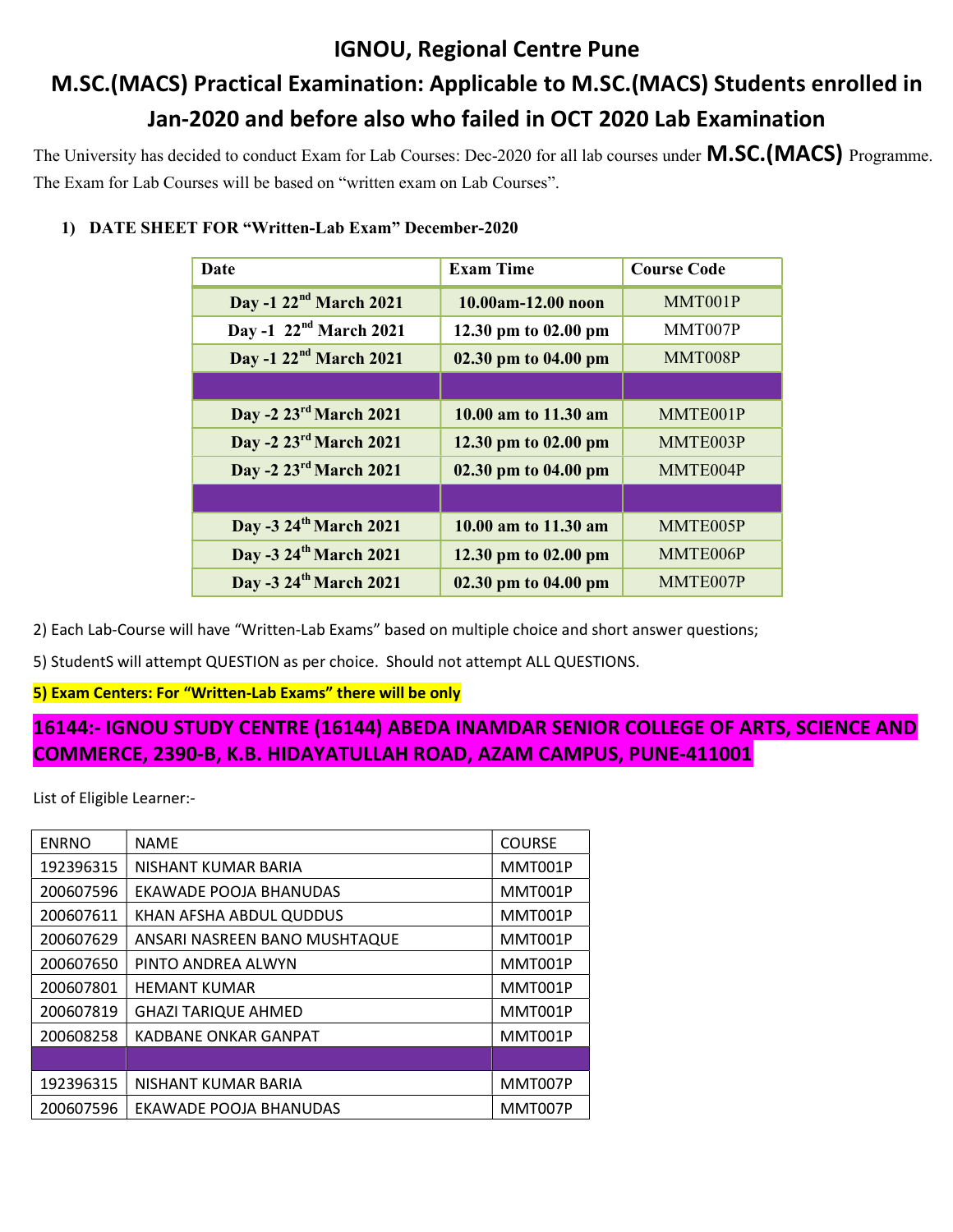# IGNOU, Regional Centre Pune

## M.SC.(MACS) Practical Examination: Applicable to M.SC.(MACS) Students enrolled in Jan-2020 and before also who failed in OCT 2020 Lab Examination

The University has decided to conduct Exam for Lab Courses: Dec-2020 for all lab courses under **M.SC.(MACS)** Programme. The Exam for Lab Courses will be based on "written exam on Lab Courses".

1) **DATE SHEET FOR "Written-Lab Exam" December-2020**

| Date | Exam Time | Course Code |
|---|---|---|
| **Day -1 22nd March 2021** | **10.00am-12.00 noon** | MMT001P |
| **Day -1 22nd March 2021** | **12.30 pm to 02.00 pm** | MMT007P |
| **Day -1 22nd March 2021** | **02.30 pm to 04.00 pm** | MMT008P |
| | | |
| **Day -2 23rd March 2021** | **10.00 am to 11.30 am** | MMTE001P |
| **Day -2 23rd March 2021** | **12.30 pm to 02.00 pm** | MMTE003P |
| **Day -2 23rd March 2021** | **02.30 pm to 04.00 pm** | MMTE004P |
| | | |
| **Day -3 24th March 2021** | **10.00 am to 11.30 am** | MMTE005P |
| **Day -3 24th March 2021** | **12.30 pm to 02.00 pm** | MMTE006P |
| **Day -3 24th March 2021** | **02.30 pm to 04.00 pm** | MMTE007P |

2) Each Lab-Course will have "Written-Lab Exams" based on multiple choice and short answer questions;

5) StudentS will attempt QUESTION as per choice. Should not attempt ALL QUESTIONS.

**5) Exam Centers: For "Written-Lab Exams" there will be only**

**16144:- IGNOU STUDY CENTRE (16144) ABEDA INAMDAR SENIOR COLLEGE OF ARTS, SCIENCE AND COMMERCE, 2390-B, K.B. HIDAYATULLAH ROAD, AZAM CAMPUS, PUNE-411001**

List of Eligible Learner:-

| ENRNO | NAME | COURSE |
|---|---|---|
| 192396315 | NISHANT KUMAR BARIA | MMT001P |
| 200607596 | EKAWADE POOJA BHANUDAS | MMT001P |
| 200607611 | KHAN AFSHA ABDUL QUDDUS | MMT001P |
| 200607629 | ANSARI NASREEN BANO MUSHTAQUE | MMT001P |
| 200607650 | PINTO ANDREA ALWYN | MMT001P |
| 200607801 | HEMANT KUMAR | MMT001P |
| 200607819 | GHAZI TARIQUE AHMED | MMT001P |
| 200608258 | KADBANE ONKAR GANPAT | MMT001P |
| | | |
| 192396315 | NISHANT KUMAR BARIA | MMT007P |
| 200607596 | EKAWADE POOJA BHANUDAS | MMT007P |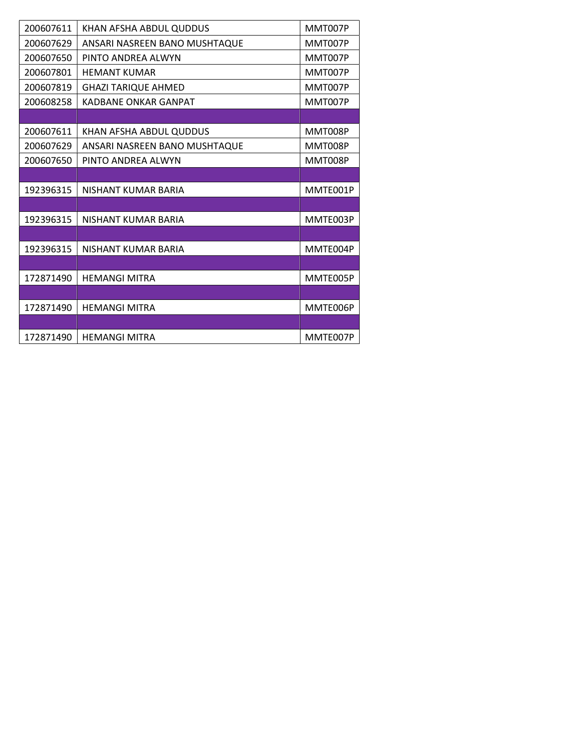| | | |
|---|---|---|
| 200607611 | KHAN AFSHA ABDUL QUDDUS | MMT007P |
| 200607629 | ANSARI NASREEN BANO MUSHTAQUE | MMT007P |
| 200607650 | PINTO ANDREA ALWYN | MMT007P |
| 200607801 | HEMANT KUMAR | MMT007P |
| 200607819 | GHAZI TARIQUE AHMED | MMT007P |
| 200608258 | KADBANE ONKAR GANPAT | MMT007P |
| | | |
| 200607611 | KHAN AFSHA ABDUL QUDDUS | MMT008P |
| 200607629 | ANSARI NASREEN BANO MUSHTAQUE | MMT008P |
| 200607650 | PINTO ANDREA ALWYN | MMT008P |
| | | |
| 192396315 | NISHANT KUMAR BARIA | MMTE001P |
| | | |
| 192396315 | NISHANT KUMAR BARIA | MMTE003P |
| | | |
| 192396315 | NISHANT KUMAR BARIA | MMTE004P |
| | | |
| 172871490 | HEMANGI MITRA | MMTE005P |
| | | |
| 172871490 | HEMANGI MITRA | MMTE006P |
| | | |
| 172871490 | HEMANGI MITRA | MMTE007P |